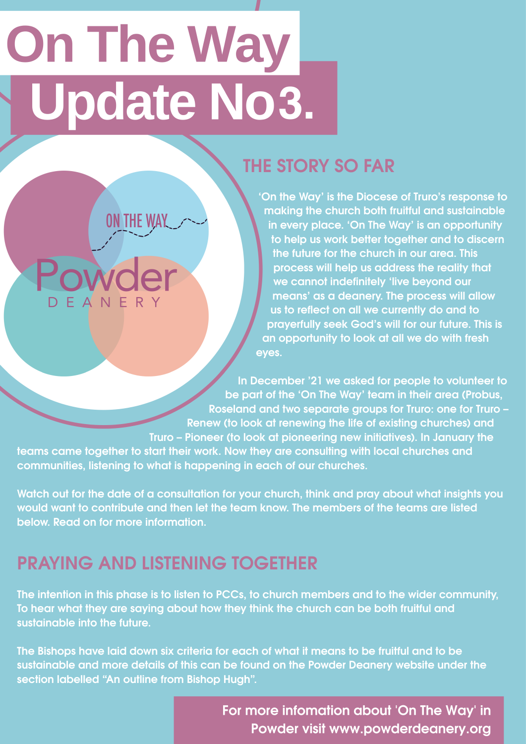# On The Way
# Update No3.

ON THE WAY

Powder DEANERY

## THE STORY SO FAR

'On the Way' is the Diocese of Truro's response to making the church both fruitful and sustainable in every place. 'On The Way' is an opportunity to help us work better together and to discern the future for the church in our area. This process will help us address the reality that we cannot indefinitely 'live beyond our means' as a deanery. The process will allow us to reflect on all we currently do and to prayerfully seek God's will for our future. This is an opportunity to look at all we do with fresh eyes.

In December '21 we asked for people to volunteer to be part of the 'On The Way' team in their area (Probus, Roseland and two separate groups for Truro: one for Truro – Renew (to look at renewing the life of existing churches) and Truro – Pioneer (to look at pioneering new initiatives). In January the teams came together to start their work. Now they are consulting with local churches and communities, listening to what is happening in each of our churches.

Watch out for the date of a consultation for your church, think and pray about what insights you would want to contribute and then let the team know. The members of the teams are listed below. Read on for more information.

## PRAYING AND LISTENING TOGETHER

The intention in this phase is to listen to PCCs, to church members and to the wider community, To hear what they are saying about how they think the church can be both fruitful and sustainable into the future.

The Bishops have laid down six criteria for each of what it means to be fruitful and to be sustainable and more details of this can be found on the Powder Deanery website under the section labelled "An outline from Bishop Hugh".

For more infomation about 'On The Way' in Powder visit www.powderdeanery.org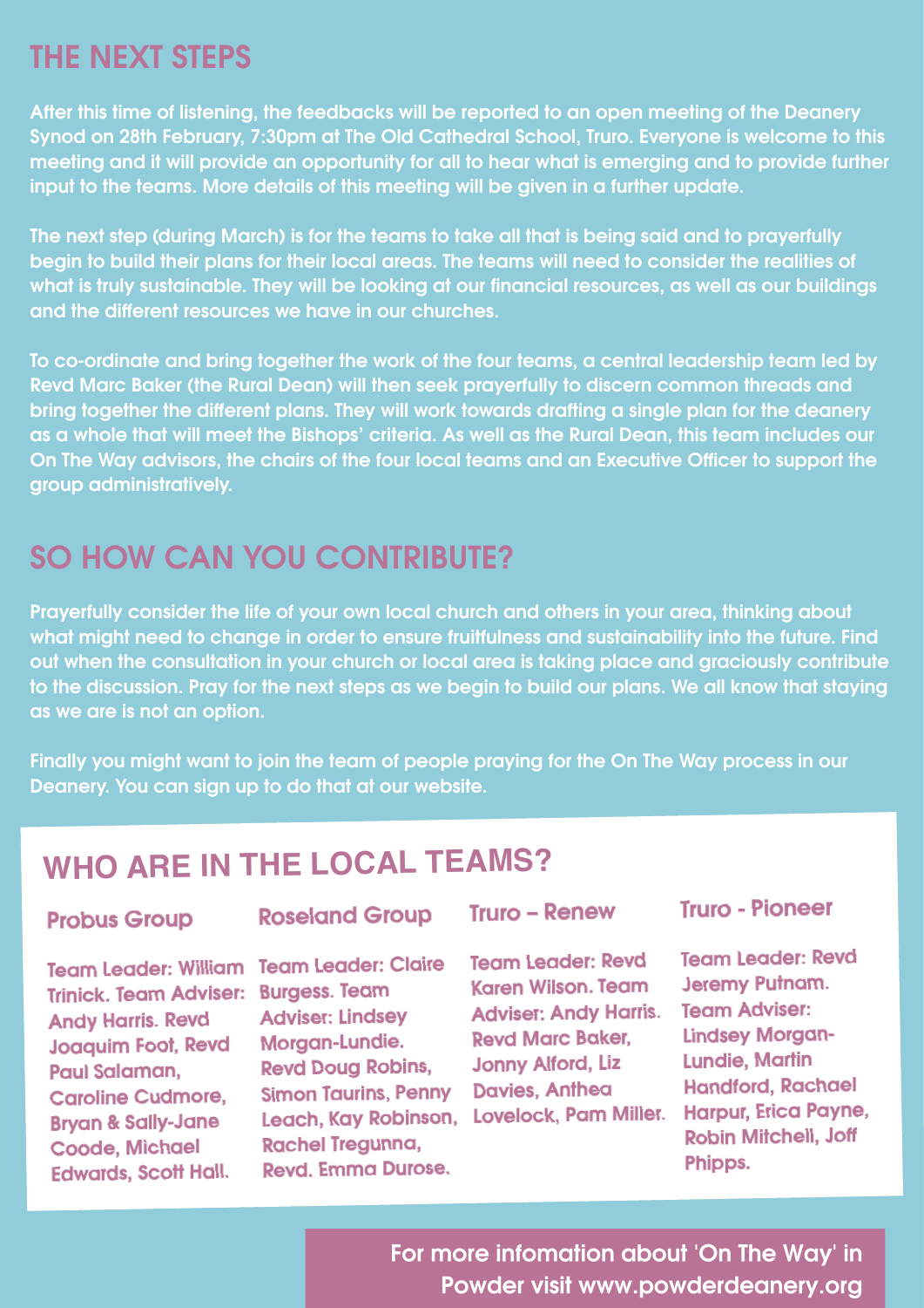## THE NEXT STEPS

After this time of listening, the feedbacks will be reported to an open meeting of the Deanery Synod on 28th February, 7:30pm at The Old Cathedral School, Truro. Everyone is welcome to this meeting and it will provide an opportunity for all to hear what is emerging and to provide further input to the teams. More details of this meeting will be given in a further update.

The next step (during March) is for the teams to take all that is being said and to prayerfully begin to build their plans for their local areas. The teams will need to consider the realities of what is truly sustainable. They will be looking at our financial resources, as well as our buildings and the different resources we have in our churches.

To co-ordinate and bring together the work of the four teams, a central leadership team led by Revd Marc Baker (the Rural Dean) will then seek prayerfully to discern common threads and bring together the different plans. They will work towards drafting a single plan for the deanery as a whole that will meet the Bishops' criteria. As well as the Rural Dean, this team includes our On The Way advisors, the chairs of the four local teams and an Executive Officer to support the group administratively.

## SO HOW CAN YOU CONTRIBUTE?

Prayerfully consider the life of your own local church and others in your area, thinking about what might need to change in order to ensure fruitfulness and sustainability into the future. Find out when the consultation in your church or local area is taking place and graciously contribute to the discussion. Pray for the next steps as we begin to build our plans. We all know that staying as we are is not an option.

Finally you might want to join the team of people praying for the On The Way process in our Deanery. You can sign up to do that at our website.

## WHO ARE IN THE LOCAL TEAMS?

### Probus Group

Team Leader: William Trinick. Team Adviser: Andy Harris. Revd Joaquim Foot, Revd Paul Salaman, Caroline Cudmore, Bryan & Sally-Jane Coode, Michael Edwards, Scott Hall.

### Roseland Group

Team Leader: Claire Burgess. Team Adviser: Lindsey Morgan-Lundie. Revd Doug Robins, Simon Taurins, Penny Leach, Kay Robinson, Rachel Tregunna, Revd. Emma Durose.

### Truro – Renew

Team Leader: Revd Karen Wilson. Team Adviser: Andy Harris. Revd Marc Baker, Jonny Alford, Liz Davies, Anthea Lovelock, Pam Miller.

### Truro - Pioneer

Team Leader: Revd Jeremy Putnam. Team Adviser: Lindsey Morgan-Lundie, Martin Handford, Rachael Harpur, Erica Payne, Robin Mitchell, Joff Phipps.

For more infomation about 'On The Way' in Powder visit www.powderdeanery.org